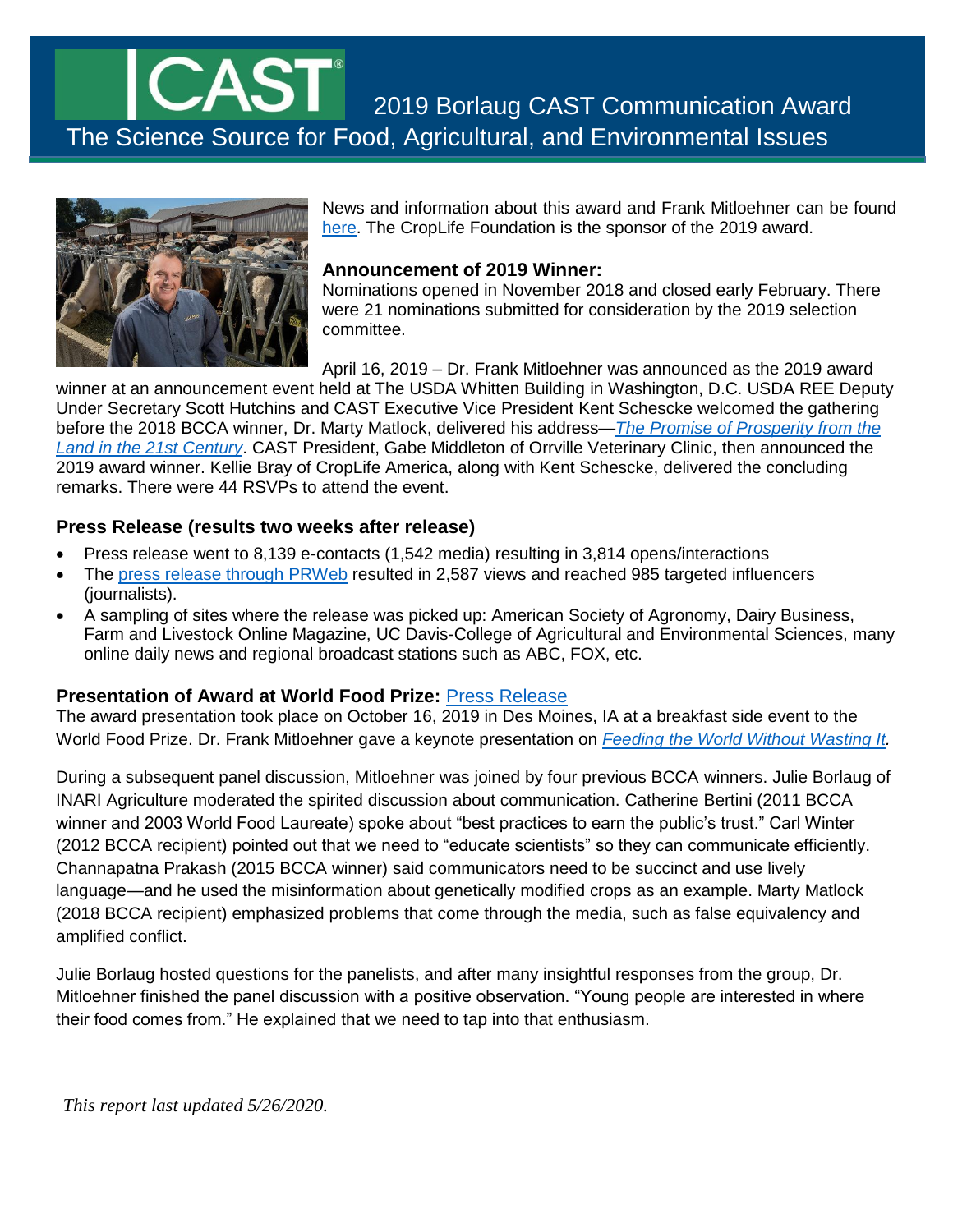# CAST® 2019 Borlaug CAST Communication Award

The Science Source for Food, Agricultural, and Environmental Issues

News and information about this award and Frank Mitloehner can be found [here](). The CropLife Foundation is the sponsor of the 2019 award.

**Announcement of 2019 Winner:**
Nominations opened in November 2018 and closed early February. There were 21 nominations submitted for consideration by the 2019 selection committee.

April 16, 2019 – Dr. Frank Mitloehner was announced as the 2019 award winner at an announcement event held at The USDA Whitten Building in Washington, D.C. USDA REE Deputy Under Secretary Scott Hutchins and CAST Executive Vice President Kent Schescke welcomed the gathering before the 2018 BCCA winner, Dr. Marty Matlock, delivered his address—*[The Promise of Prosperity from the Land in the 21st Century]()*. CAST President, Gabe Middleton of Orrville Veterinary Clinic, then announced the 2019 award winner. Kellie Bray of CropLife America, along with Kent Schescke, delivered the concluding remarks. There were 44 RSVPs to attend the event.

## Press Release (results two weeks after release)

- Press release went to 8,139 e-contacts (1,542 media) resulting in 3,814 opens/interactions
- The [press release through PRWeb]() resulted in 2,587 views and reached 985 targeted influencers (journalists).
- A sampling of sites where the release was picked up: American Society of Agronomy, Dairy Business, Farm and Livestock Online Magazine, UC Davis-College of Agricultural and Environmental Sciences, many online daily news and regional broadcast stations such as ABC, FOX, etc.

## Presentation of Award at World Food Prize: [Press Release]()

The award presentation took place on October 16, 2019 in Des Moines, IA at a breakfast side event to the World Food Prize. Dr. Frank Mitloehner gave a keynote presentation on *[Feeding the World Without Wasting It]().*

During a subsequent panel discussion, Mitloehner was joined by four previous BCCA winners. Julie Borlaug of INARI Agriculture moderated the spirited discussion about communication. Catherine Bertini (2011 BCCA winner and 2003 World Food Laureate) spoke about "best practices to earn the public's trust." Carl Winter (2012 BCCA recipient) pointed out that we need to "educate scientists" so they can communicate efficiently. Channapatna Prakash (2015 BCCA winner) said communicators need to be succinct and use lively language—and he used the misinformation about genetically modified crops as an example. Marty Matlock (2018 BCCA recipient) emphasized problems that come through the media, such as false equivalency and amplified conflict.

Julie Borlaug hosted questions for the panelists, and after many insightful responses from the group, Dr. Mitloehner finished the panel discussion with a positive observation. "Young people are interested in where their food comes from." He explained that we need to tap into that enthusiasm.

*This report last updated 5/26/2020.*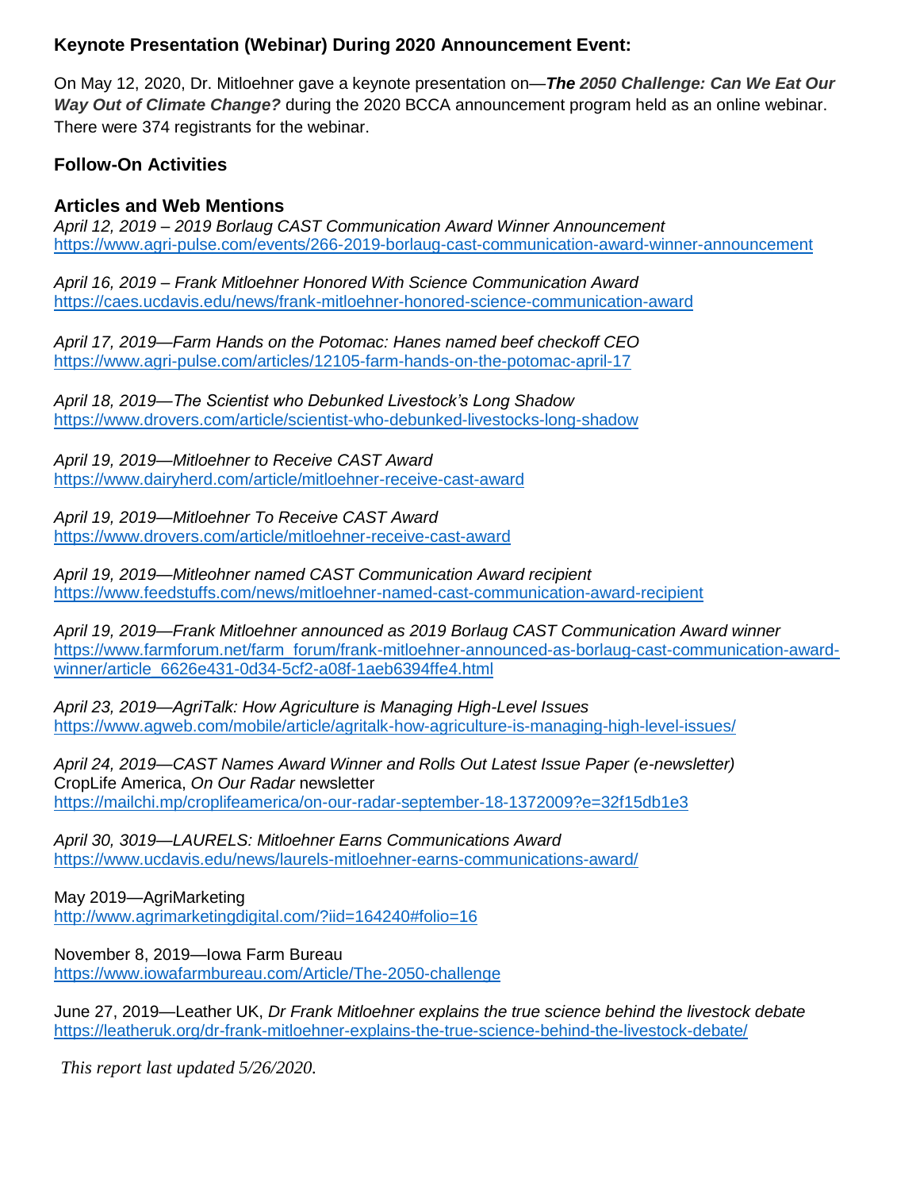### Keynote Presentation (Webinar) During 2020 Announcement Event:

On May 12, 2020, Dr. Mitloehner gave a keynote presentation on—***The 2050 Challenge: Can We Eat Our Way Out of Climate Change?*** during the 2020 BCCA announcement program held as an online webinar. There were 374 registrants for the webinar.

### Follow-On Activities

### Articles and Web Mentions

*April 12, 2019 – 2019 Borlaug CAST Communication Award Winner Announcement*
https://www.agri-pulse.com/events/266-2019-borlaug-cast-communication-award-winner-announcement

*April 16, 2019 – Frank Mitloehner Honored With Science Communication Award*
https://caes.ucdavis.edu/news/frank-mitloehner-honored-science-communication-award

*April 17, 2019—Farm Hands on the Potomac: Hanes named beef checkoff CEO*
https://www.agri-pulse.com/articles/12105-farm-hands-on-the-potomac-april-17

*April 18, 2019—The Scientist who Debunked Livestock's Long Shadow*
https://www.drovers.com/article/scientist-who-debunked-livestocks-long-shadow

*April 19, 2019—Mitloehner to Receive CAST Award*
https://www.dairyherd.com/article/mitloehner-receive-cast-award

*April 19, 2019—Mitloehner To Receive CAST Award*
https://www.drovers.com/article/mitloehner-receive-cast-award

*April 19, 2019—Mitleohner named CAST Communication Award recipient*
https://www.feedstuffs.com/news/mitloehner-named-cast-communication-award-recipient

*April 19, 2019—Frank Mitloehner announced as 2019 Borlaug CAST Communication Award winner*
https://www.farmforum.net/farm_forum/frank-mitloehner-announced-as-borlaug-cast-communication-award-winner/article_6626e431-0d34-5cf2-a08f-1aeb6394ffe4.html

*April 23, 2019—AgriTalk: How Agriculture is Managing High-Level Issues*
https://www.agweb.com/mobile/article/agritalk-how-agriculture-is-managing-high-level-issues/

*April 24, 2019—CAST Names Award Winner and Rolls Out Latest Issue Paper (e-newsletter)*
CropLife America, *On Our Radar* newsletter
https://mailchi.mp/croplifeamerica/on-our-radar-september-18-1372009?e=32f15db1e3

*April 30, 3019—LAURELS: Mitloehner Earns Communications Award*
https://www.ucdavis.edu/news/laurels-mitloehner-earns-communications-award/

May 2019—AgriMarketing
http://www.agrimarketingdigital.com/?iid=164240#folio=16

November 8, 2019—Iowa Farm Bureau
https://www.iowafarmbureau.com/Article/The-2050-challenge

June 27, 2019—Leather UK, *Dr Frank Mitloehner explains the true science behind the livestock debate*
https://leatheruk.org/dr-frank-mitloehner-explains-the-true-science-behind-the-livestock-debate/

*This report last updated 5/26/2020.*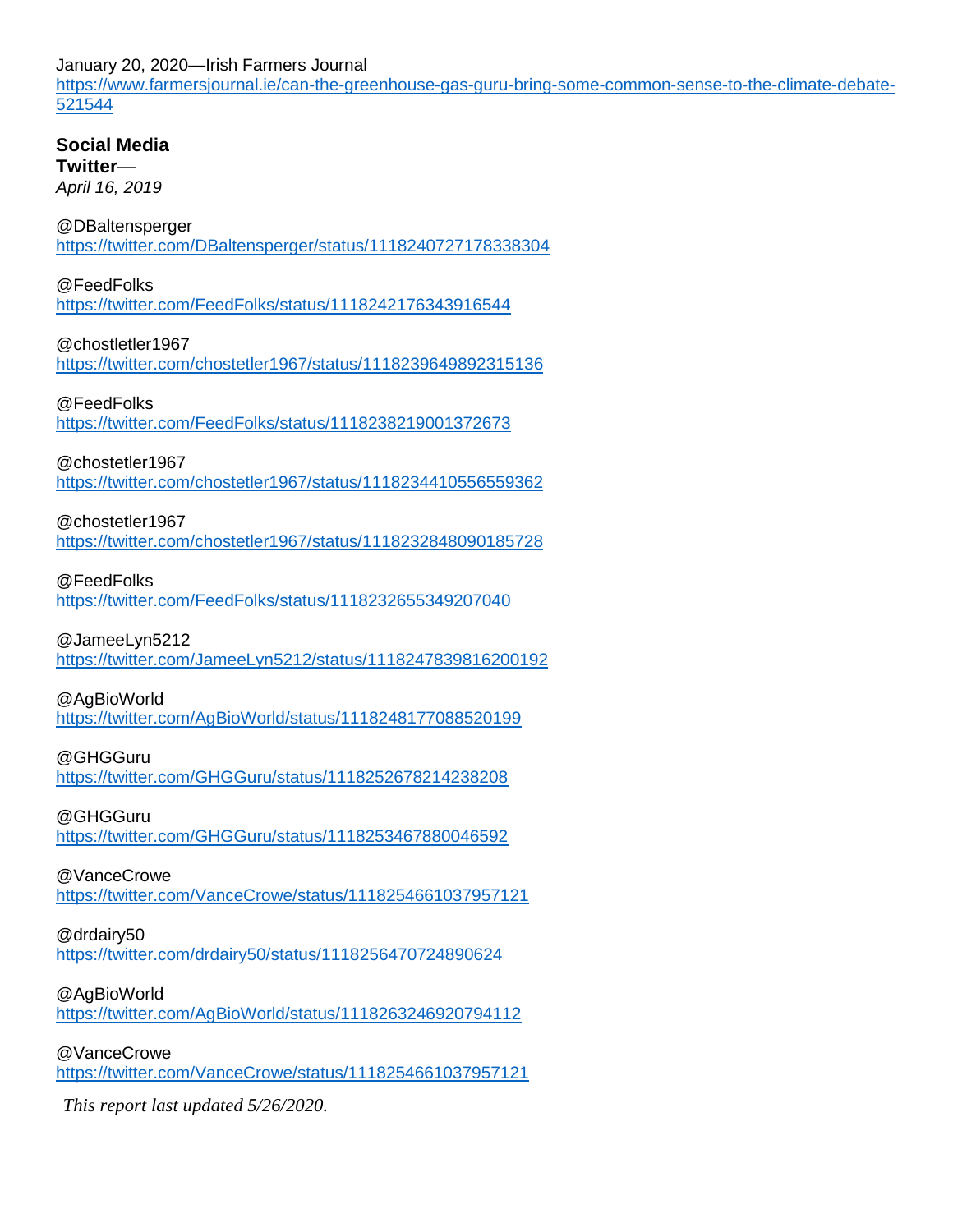January 20, 2020—Irish Farmers Journal
https://www.farmersjournal.ie/can-the-greenhouse-gas-guru-bring-some-common-sense-to-the-climate-debate-521544

**Social Media**
**Twitter**—
*April 16, 2019*

@DBaltensperger
https://twitter.com/DBaltensperger/status/1118240727178338304

@FeedFolks
https://twitter.com/FeedFolks/status/1118242176343916544

@chostletler1967
https://twitter.com/chostetler1967/status/1118239649892315136

@FeedFolks
https://twitter.com/FeedFolks/status/1118238219001372673

@chostetler1967
https://twitter.com/chostetler1967/status/1118234410556559362

@chostetler1967
https://twitter.com/chostetler1967/status/1118232848090185728

@FeedFolks
https://twitter.com/FeedFolks/status/1118232655349207040

@JameeLyn5212
https://twitter.com/JameeLyn5212/status/1118247839816200192

@AgBioWorld
https://twitter.com/AgBioWorld/status/1118248177088520199

@GHGGuru
https://twitter.com/GHGGuru/status/1118252678214238208

@GHGGuru
https://twitter.com/GHGGuru/status/1118253467880046592

@VanceCrowe
https://twitter.com/VanceCrowe/status/1118254661037957121

@drdairy50
https://twitter.com/drdairy50/status/1118256470724890624

@AgBioWorld
https://twitter.com/AgBioWorld/status/1118263246920794112

@VanceCrowe
https://twitter.com/VanceCrowe/status/1118254661037957121

*This report last updated 5/26/2020.*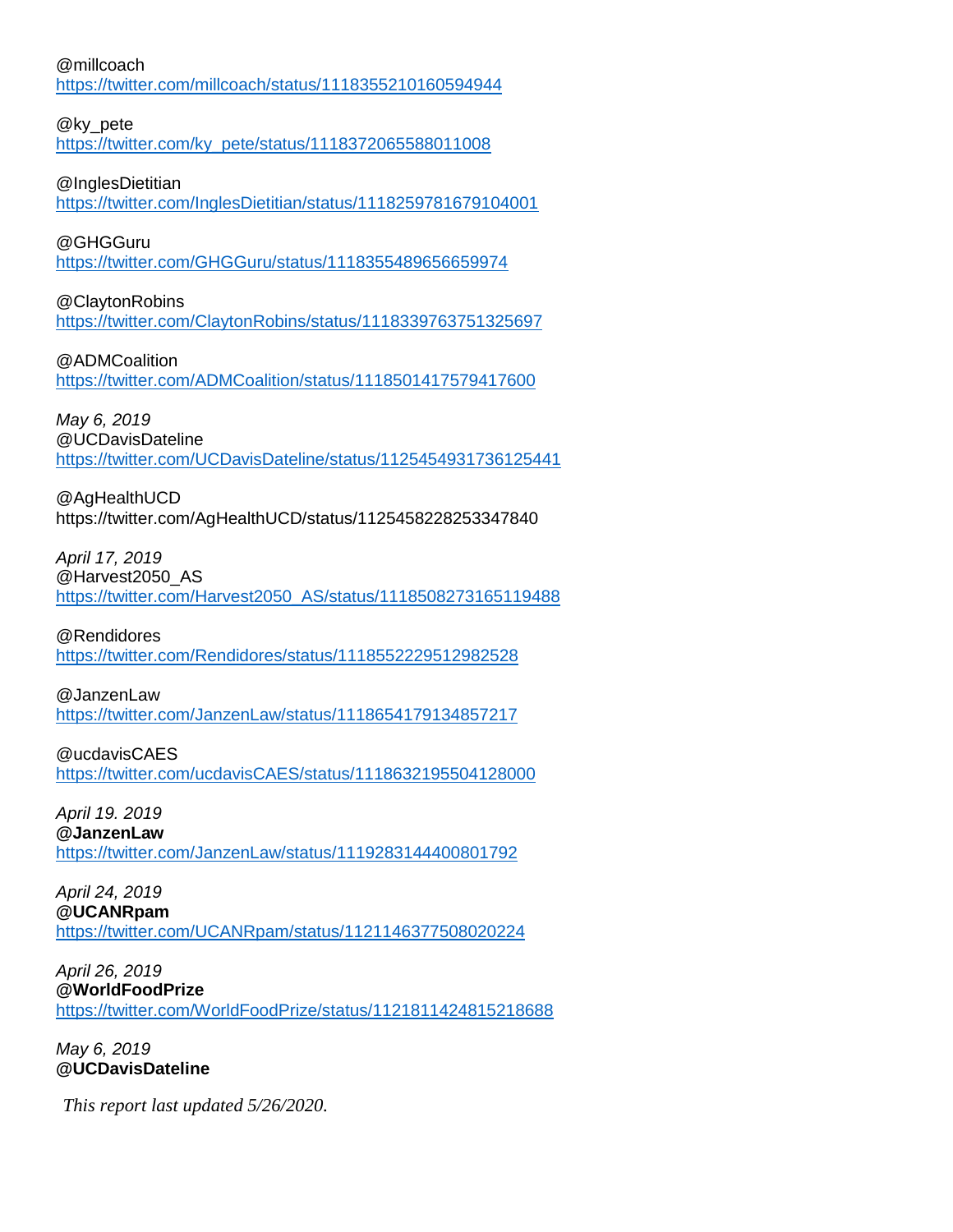@millcoach
https://twitter.com/millcoach/status/1118355210160594944

@ky_pete
https://twitter.com/ky_pete/status/1118372065588011008

@InglesDietitian
https://twitter.com/InglesDietitian/status/1118259781679104001

@GHGGuru
https://twitter.com/GHGGuru/status/1118355489656659974

@ClaytonRobins
https://twitter.com/ClaytonRobins/status/1118339763751325697

@ADMCoalition
https://twitter.com/ADMCoalition/status/1118501417579417600

*May 6, 2019*
@UCDavisDateline
https://twitter.com/UCDavisDateline/status/1125454931736125441

@AgHealthUCD
https://twitter.com/AgHealthUCD/status/1125458228253347840

*April 17, 2019*
@Harvest2050_AS
https://twitter.com/Harvest2050_AS/status/1118508273165119488

@Rendidores
https://twitter.com/Rendidores/status/1118552229512982528

@JanzenLaw
https://twitter.com/JanzenLaw/status/1118654179134857217

@ucdavisCAES
https://twitter.com/ucdavisCAES/status/1118632195504128000

*April 19. 2019*
**@JanzenLaw**
https://twitter.com/JanzenLaw/status/1119283144400801792

*April 24, 2019*
**@UCANRpam**
https://twitter.com/UCANRpam/status/1121146377508020224

*April 26, 2019*
**@WorldFoodPrize**
https://twitter.com/WorldFoodPrize/status/1121811424815218688

*May 6, 2019*
**@UCDavisDateline**

*This report last updated 5/26/2020.*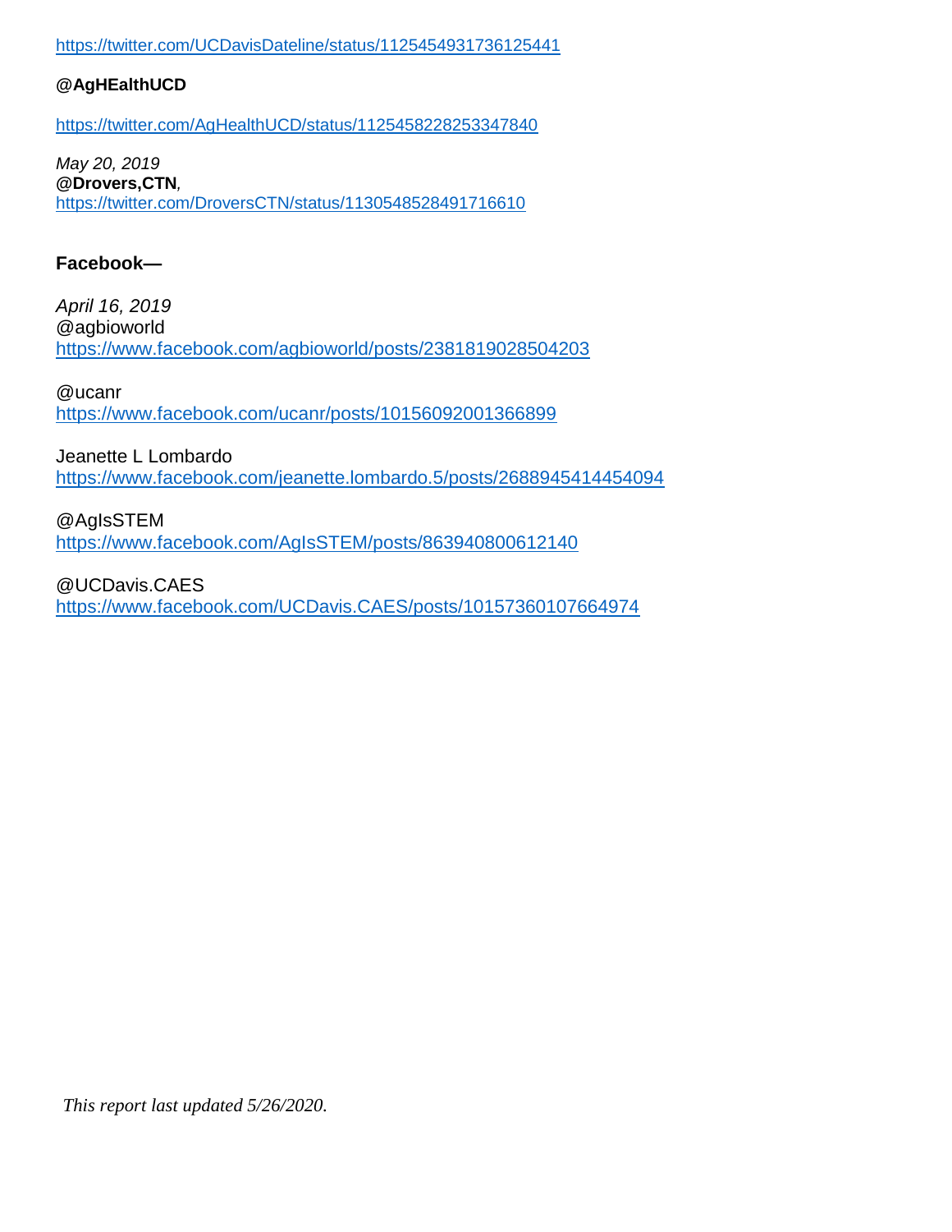https://twitter.com/UCDavisDateline/status/1125454931736125441

**@AgHEalthUCD**

https://twitter.com/AgHealthUCD/status/1125458228253347840

*May 20, 2019*
**@Drovers,CTN**,
https://twitter.com/DroversCTN/status/1130548528491716610

**Facebook—**

*April 16, 2019*
@agbioworld
https://www.facebook.com/agbioworld/posts/2381819028504203

@ucanr
https://www.facebook.com/ucanr/posts/10156092001366899

Jeanette L Lombardo
https://www.facebook.com/jeanette.lombardo.5/posts/2688945414454094

@AgIsSTEM
https://www.facebook.com/AgIsSTEM/posts/863940800612140

@UCDavis.CAES
https://www.facebook.com/UCDavis.CAES/posts/10157360107664974

*This report last updated 5/26/2020.*